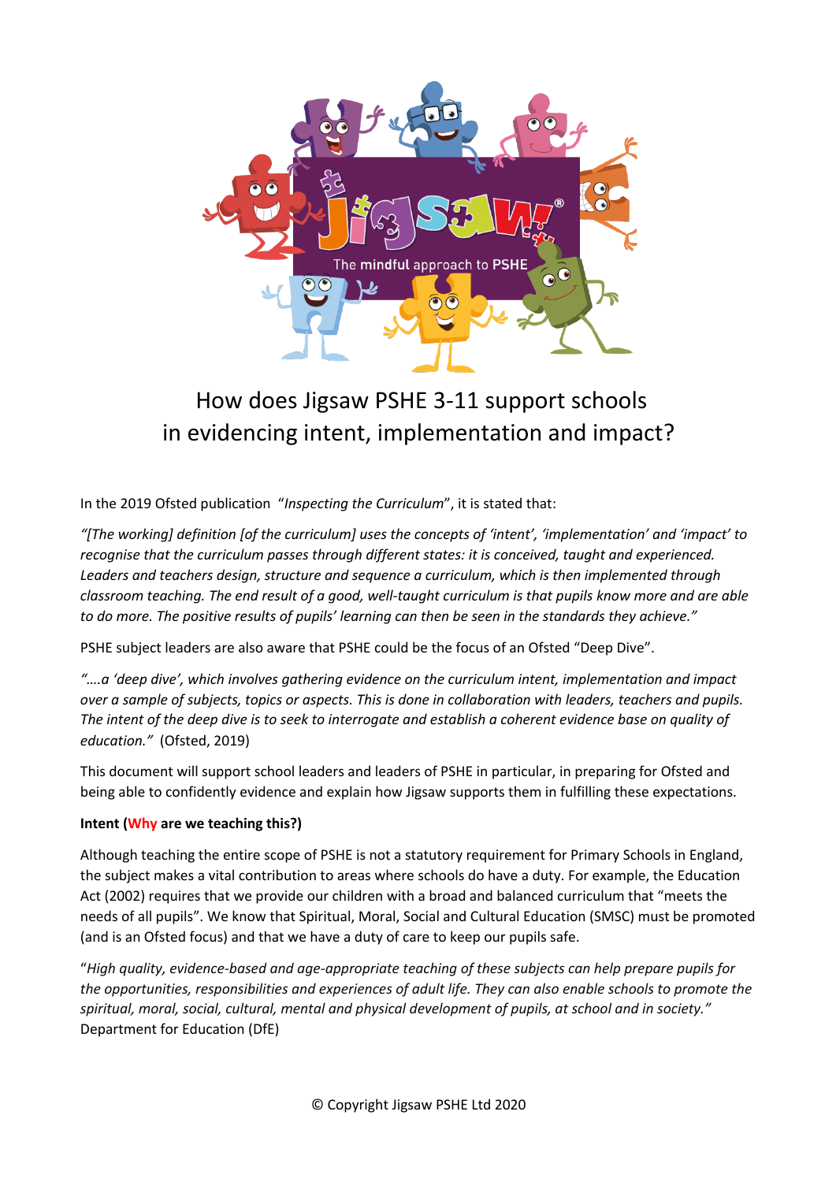# How does Jigsaw PSHE 3-11 support schools in evidencing intent, implementation and impact?

In the 2019 Ofsted publication "*Inspecting the Curriculum*", it is stated that:

*"[The working] definition [of the curriculum] uses the concepts of 'intent', 'implementation' and 'impact' to recognise that the curriculum passes through different states: it is conceived, taught and experienced. Leaders and teachers design, structure and sequence a curriculum, which is then implemented through classroom teaching. The end result of a good, well-taught curriculum is that pupils know more and are able to do more. The positive results of pupils' learning can then be seen in the standards they achieve."*

PSHE subject leaders are also aware that PSHE could be the focus of an Ofsted "Deep Dive".

*"….a 'deep dive', which involves gathering evidence on the curriculum intent, implementation and impact over a sample of subjects, topics or aspects. This is done in collaboration with leaders, teachers and pupils. The intent of the deep dive is to seek to interrogate and establish a coherent evidence base on quality of education."* (Ofsted, 2019)

This document will support school leaders and leaders of PSHE in particular, in preparing for Ofsted and being able to confidently evidence and explain how Jigsaw supports them in fulfilling these expectations.

**Intent (Why are we teaching this?)**

Although teaching the entire scope of PSHE is not a statutory requirement for Primary Schools in England, the subject makes a vital contribution to areas where schools do have a duty. For example, the Education Act (2002) requires that we provide our children with a broad and balanced curriculum that "meets the needs of all pupils". We know that Spiritual, Moral, Social and Cultural Education (SMSC) must be promoted (and is an Ofsted focus) and that we have a duty of care to keep our pupils safe.

"*High quality, evidence-based and age-appropriate teaching of these subjects can help prepare pupils for the opportunities, responsibilities and experiences of adult life. They can also enable schools to promote the spiritual, moral, social, cultural, mental and physical development of pupils, at school and in society."* Department for Education (DfE)

© Copyright Jigsaw PSHE Ltd 2020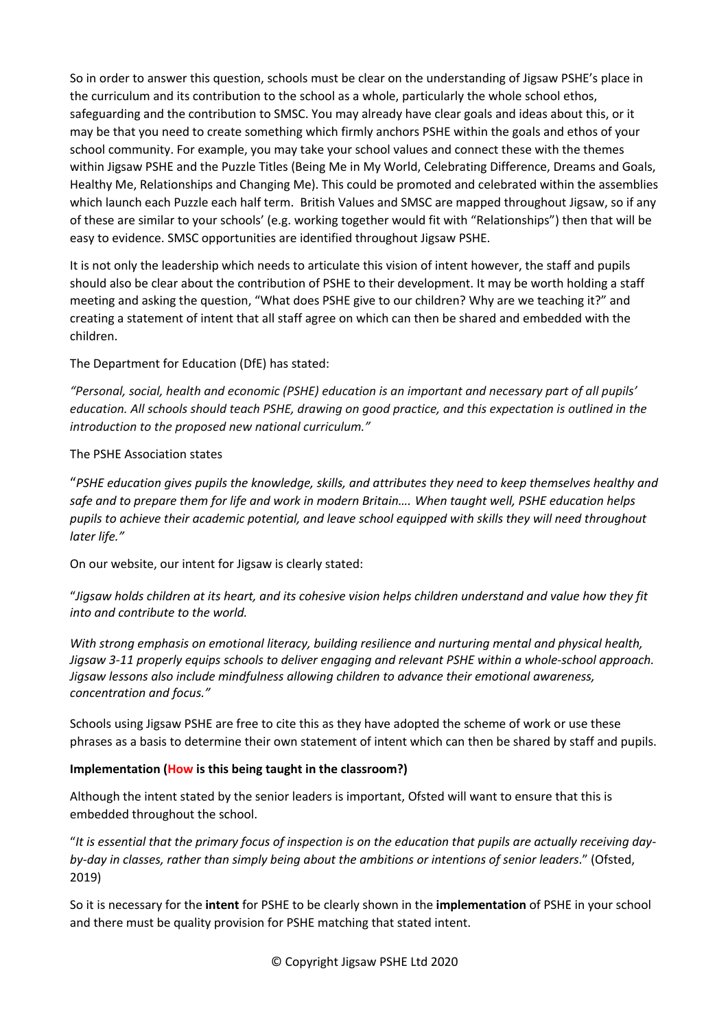So in order to answer this question, schools must be clear on the understanding of Jigsaw PSHE's place in the curriculum and its contribution to the school as a whole, particularly the whole school ethos, safeguarding and the contribution to SMSC. You may already have clear goals and ideas about this, or it may be that you need to create something which firmly anchors PSHE within the goals and ethos of your school community. For example, you may take your school values and connect these with the themes within Jigsaw PSHE and the Puzzle Titles (Being Me in My World, Celebrating Difference, Dreams and Goals, Healthy Me, Relationships and Changing Me). This could be promoted and celebrated within the assemblies which launch each Puzzle each half term. British Values and SMSC are mapped throughout Jigsaw, so if any of these are similar to your schools' (e.g. working together would fit with "Relationships") then that will be easy to evidence. SMSC opportunities are identified throughout Jigsaw PSHE.

It is not only the leadership which needs to articulate this vision of intent however, the staff and pupils should also be clear about the contribution of PSHE to their development. It may be worth holding a staff meeting and asking the question, "What does PSHE give to our children? Why are we teaching it?" and creating a statement of intent that all staff agree on which can then be shared and embedded with the children.

The Department for Education (DfE) has stated:

*"Personal, social, health and economic (PSHE) education is an important and necessary part of all pupils' education. All schools should teach PSHE, drawing on good practice, and this expectation is outlined in the introduction to the proposed new national curriculum."*

The PSHE Association states

"*PSHE education gives pupils the knowledge, skills, and attributes they need to keep themselves healthy and safe and to prepare them for life and work in modern Britain…. When taught well, PSHE education helps pupils to achieve their academic potential, and leave school equipped with skills they will need throughout later life."*

On our website, our intent for Jigsaw is clearly stated:

"*Jigsaw holds children at its heart, and its cohesive vision helps children understand and value how they fit into and contribute to the world.*

*With strong emphasis on emotional literacy, building resilience and nurturing mental and physical health, Jigsaw 3-11 properly equips schools to deliver engaging and relevant PSHE within a whole-school approach. Jigsaw lessons also include mindfulness allowing children to advance their emotional awareness, concentration and focus."*

Schools using Jigsaw PSHE are free to cite this as they have adopted the scheme of work or use these phrases as a basis to determine their own statement of intent which can then be shared by staff and pupils.

**Implementation (How is this being taught in the classroom?)**

Although the intent stated by the senior leaders is important, Ofsted will want to ensure that this is embedded throughout the school.

"*It is essential that the primary focus of inspection is on the education that pupils are actually receiving day-by-day in classes, rather than simply being about the ambitions or intentions of senior leaders*." (Ofsted, 2019)

So it is necessary for the **intent** for PSHE to be clearly shown in the **implementation** of PSHE in your school and there must be quality provision for PSHE matching that stated intent.

© Copyright Jigsaw PSHE Ltd 2020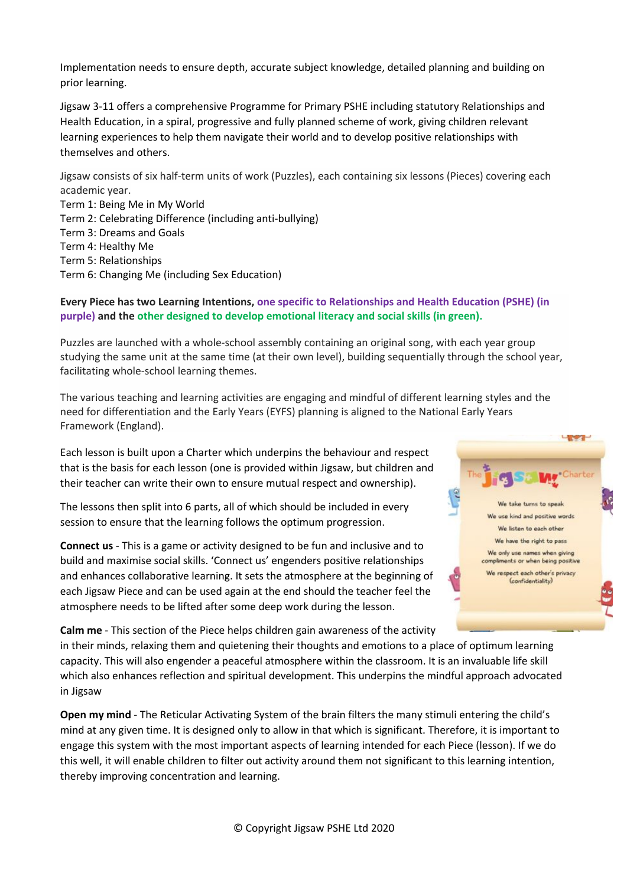Implementation needs to ensure depth, accurate subject knowledge, detailed planning and building on prior learning.

Jigsaw 3-11 offers a comprehensive Programme for Primary PSHE including statutory Relationships and Health Education, in a spiral, progressive and fully planned scheme of work, giving children relevant learning experiences to help them navigate their world and to develop positive relationships with themselves and others.

Jigsaw consists of six half-term units of work (Puzzles), each containing six lessons (Pieces) covering each academic year.  
Term 1: Being Me in My World  
Term 2: Celebrating Difference (including anti-bullying)  
Term 3: Dreams and Goals  
Term 4: Healthy Me  
Term 5: Relationships  
Term 6: Changing Me (including Sex Education)

**Every Piece has two Learning Intentions, one specific to Relationships and Health Education (PSHE) (in purple) and the other designed to develop emotional literacy and social skills (in green).**

Puzzles are launched with a whole-school assembly containing an original song, with each year group studying the same unit at the same time (at their own level), building sequentially through the school year, facilitating whole-school learning themes.

The various teaching and learning activities are engaging and mindful of different learning styles and the need for differentiation and the Early Years (EYFS) planning is aligned to the National Early Years Framework (England).

Each lesson is built upon a Charter which underpins the behaviour and respect that is the basis for each lesson (one is provided within Jigsaw, but children and their teacher can write their own to ensure mutual respect and ownership).

The Jigsaw Charter

- We take turns to speak
- We use kind and positive words
- We listen to each other
- We have the right to pass
- We only use names when giving compliments or when being positive
- We respect each other's privacy (confidentiality)

The lessons then split into 6 parts, all of which should be included in every session to ensure that the learning follows the optimum progression.

**Connect us** - This is a game or activity designed to be fun and inclusive and to build and maximise social skills. 'Connect us' engenders positive relationships and enhances collaborative learning. It sets the atmosphere at the beginning of each Jigsaw Piece and can be used again at the end should the teacher feel the atmosphere needs to be lifted after some deep work during the lesson.

**Calm me** - This section of the Piece helps children gain awareness of the activity in their minds, relaxing them and quietening their thoughts and emotions to a place of optimum learning capacity. This will also engender a peaceful atmosphere within the classroom. It is an invaluable life skill which also enhances reflection and spiritual development. This underpins the mindful approach advocated in Jigsaw

**Open my mind** - The Reticular Activating System of the brain filters the many stimuli entering the child's mind at any given time. It is designed only to allow in that which is significant. Therefore, it is important to engage this system with the most important aspects of learning intended for each Piece (lesson). If we do this well, it will enable children to filter out activity around them not significant to this learning intention, thereby improving concentration and learning.

© Copyright Jigsaw PSHE Ltd 2020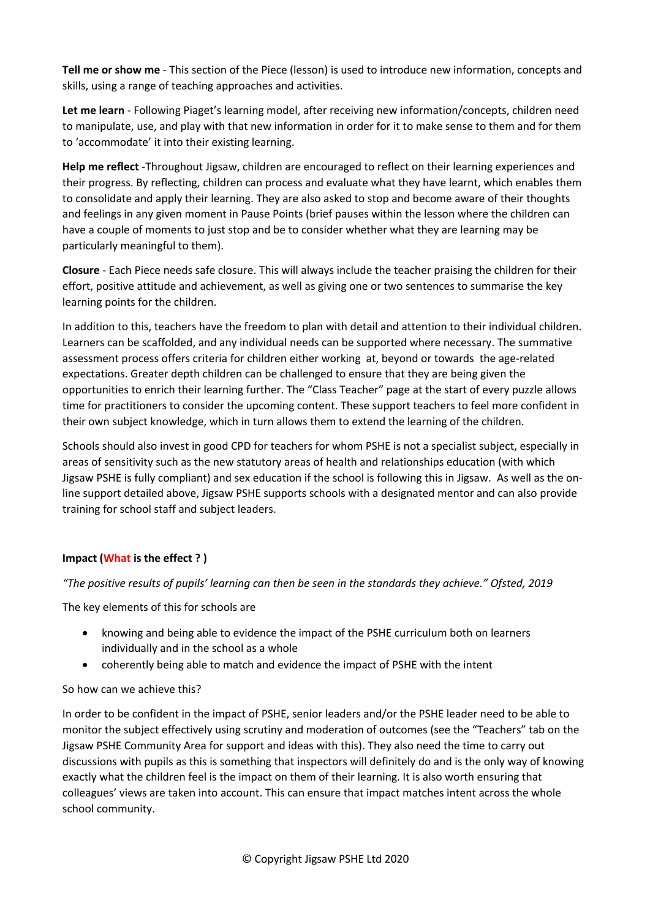**Tell me or show me** - This section of the Piece (lesson) is used to introduce new information, concepts and skills, using a range of teaching approaches and activities.

**Let me learn** - Following Piaget's learning model, after receiving new information/concepts, children need to manipulate, use, and play with that new information in order for it to make sense to them and for them to 'accommodate' it into their existing learning.

**Help me reflect** -Throughout Jigsaw, children are encouraged to reflect on their learning experiences and their progress. By reflecting, children can process and evaluate what they have learnt, which enables them to consolidate and apply their learning. They are also asked to stop and become aware of their thoughts and feelings in any given moment in Pause Points (brief pauses within the lesson where the children can have a couple of moments to just stop and be to consider whether what they are learning may be particularly meaningful to them).

**Closure** - Each Piece needs safe closure. This will always include the teacher praising the children for their effort, positive attitude and achievement, as well as giving one or two sentences to summarise the key learning points for the children.

In addition to this, teachers have the freedom to plan with detail and attention to their individual children. Learners can be scaffolded, and any individual needs can be supported where necessary. The summative assessment process offers criteria for children either working at, beyond or towards the age-related expectations. Greater depth children can be challenged to ensure that they are being given the opportunities to enrich their learning further. The "Class Teacher" page at the start of every puzzle allows time for practitioners to consider the upcoming content. These support teachers to feel more confident in their own subject knowledge, which in turn allows them to extend the learning of the children.

Schools should also invest in good CPD for teachers for whom PSHE is not a specialist subject, especially in areas of sensitivity such as the new statutory areas of health and relationships education (with which Jigsaw PSHE is fully compliant) and sex education if the school is following this in Jigsaw. As well as the on-line support detailed above, Jigsaw PSHE supports schools with a designated mentor and can also provide training for school staff and subject leaders.

**Impact (What is the effect ? )**

*"The positive results of pupils' learning can then be seen in the standards they achieve." Ofsted, 2019*

The key elements of this for schools are

- knowing and being able to evidence the impact of the PSHE curriculum both on learners individually and in the school as a whole
- coherently being able to match and evidence the impact of PSHE with the intent

So how can we achieve this?

In order to be confident in the impact of PSHE, senior leaders and/or the PSHE leader need to be able to monitor the subject effectively using scrutiny and moderation of outcomes (see the "Teachers" tab on the Jigsaw PSHE Community Area for support and ideas with this). They also need the time to carry out discussions with pupils as this is something that inspectors will definitely do and is the only way of knowing exactly what the children feel is the impact on them of their learning. It is also worth ensuring that colleagues' views are taken into account. This can ensure that impact matches intent across the whole school community.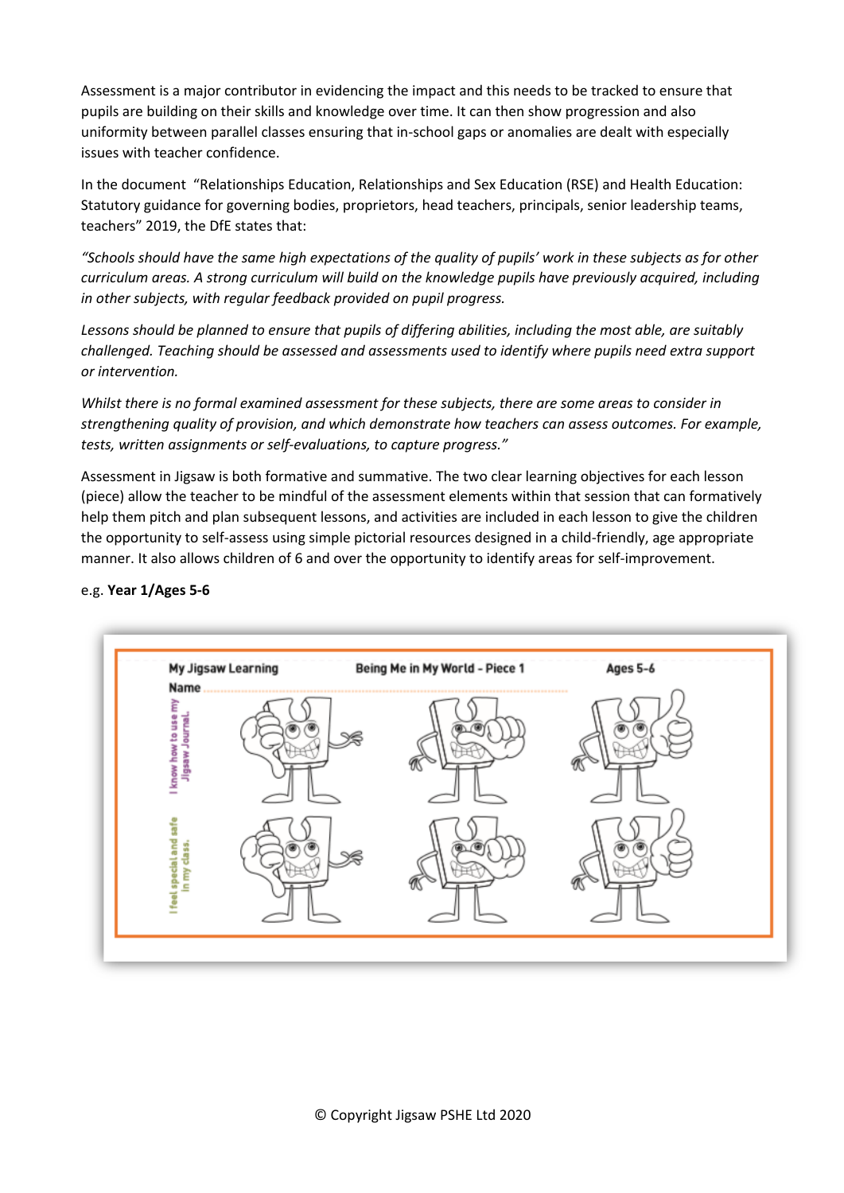Assessment is a major contributor in evidencing the impact and this needs to be tracked to ensure that pupils are building on their skills and knowledge over time. It can then show progression and also uniformity between parallel classes ensuring that in-school gaps or anomalies are dealt with especially issues with teacher confidence.

In the document "Relationships Education, Relationships and Sex Education (RSE) and Health Education: Statutory guidance for governing bodies, proprietors, head teachers, principals, senior leadership teams, teachers" 2019, the DfE states that:

*"Schools should have the same high expectations of the quality of pupils' work in these subjects as for other curriculum areas. A strong curriculum will build on the knowledge pupils have previously acquired, including in other subjects, with regular feedback provided on pupil progress.*

*Lessons should be planned to ensure that pupils of differing abilities, including the most able, are suitably challenged. Teaching should be assessed and assessments used to identify where pupils need extra support or intervention.*

*Whilst there is no formal examined assessment for these subjects, there are some areas to consider in strengthening quality of provision, and which demonstrate how teachers can assess outcomes. For example, tests, written assignments or self-evaluations, to capture progress."*

Assessment in Jigsaw is both formative and summative. The two clear learning objectives for each lesson (piece) allow the teacher to be mindful of the assessment elements within that session that can formatively help them pitch and plan subsequent lessons, and activities are included in each lesson to give the children the opportunity to self-assess using simple pictorial resources designed in a child-friendly, age appropriate manner. It also allows children of 6 and over the opportunity to identify areas for self-improvement.

e.g. **Year 1/Ages 5-6**

My Jigsaw Learning

Being Me in My World - Piece 1

Ages 5-6

Name

I know how to use my Jigsaw Journal.

I feel special and safe in my class.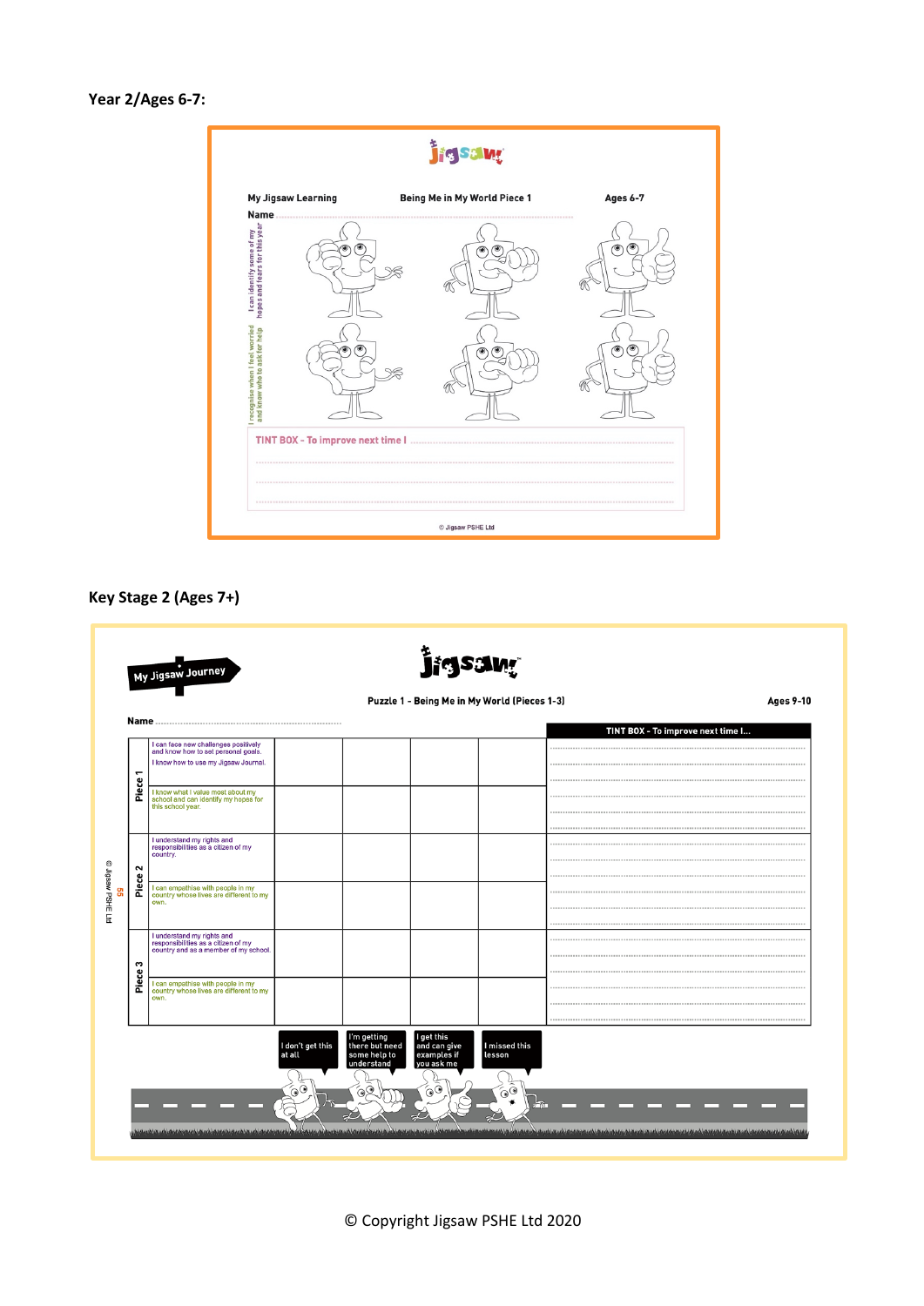**Year 2/Ages 6-7:**

Jigsaw

My Jigsaw Learning

Being Me in My World Piece 1

Ages 6-7

Name

I can identify some of my hopes and fears for this year

I recognise when I feel worried and know who to ask for help

TINT BOX - To improve next time I

© Jigsaw PSHE Ltd

**Key Stage 2 (Ages 7+)**

My Jigsaw Journey

Jigsaw

Puzzle 1 - Being Me in My World (Pieces 1-3)

Ages 9-10

Name

| | | | | | | TINT BOX - To improve next time I... |
|---|---|---|---|---|---|---|
| Piece 1 | I can face new challenges positively and know how to set personal goals. I know how to use my Jigsaw Journal. | | | | | |
| | I know what I value most about my school and can identify my hopes for this school year. | | | | | |
| Piece 2 | I understand my rights and responsibilities as a citizen of my country. | | | | | |
| | I can empathise with people in my country whose lives are different to my own. | | | | | |
| Piece 3 | I understand my rights and responsibilities as a citizen of my country and as a member of my school. | | | | | |
| | I can empathise with people in my country whose lives are different to my own. | | | | | |
| | | I don't get this at all | I'm getting there but need some help to understand | I get this and can give examples if you ask me | I missed this lesson | |

© Jigsaw PSHE Ltd 55

© Copyright Jigsaw PSHE Ltd 2020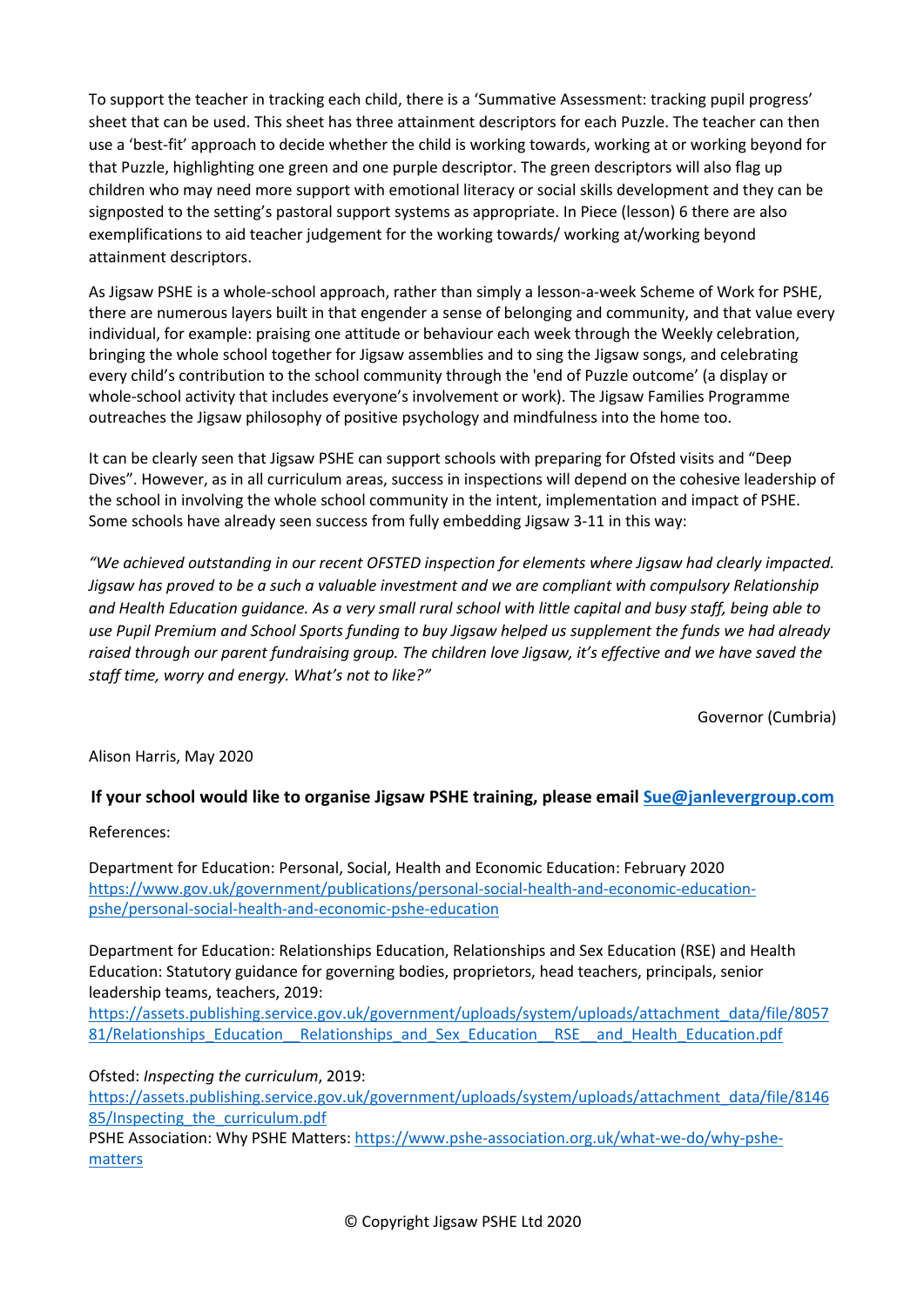To support the teacher in tracking each child, there is a 'Summative Assessment: tracking pupil progress' sheet that can be used. This sheet has three attainment descriptors for each Puzzle. The teacher can then use a 'best-fit' approach to decide whether the child is working towards, working at or working beyond for that Puzzle, highlighting one green and one purple descriptor. The green descriptors will also flag up children who may need more support with emotional literacy or social skills development and they can be signposted to the setting's pastoral support systems as appropriate. In Piece (lesson) 6 there are also exemplifications to aid teacher judgement for the working towards/ working at/working beyond attainment descriptors.

As Jigsaw PSHE is a whole-school approach, rather than simply a lesson-a-week Scheme of Work for PSHE, there are numerous layers built in that engender a sense of belonging and community, and that value every individual, for example: praising one attitude or behaviour each week through the Weekly celebration, bringing the whole school together for Jigsaw assemblies and to sing the Jigsaw songs, and celebrating every child's contribution to the school community through the 'end of Puzzle outcome' (a display or whole-school activity that includes everyone's involvement or work). The Jigsaw Families Programme outreaches the Jigsaw philosophy of positive psychology and mindfulness into the home too.

It can be clearly seen that Jigsaw PSHE can support schools with preparing for Ofsted visits and "Deep Dives". However, as in all curriculum areas, success in inspections will depend on the cohesive leadership of the school in involving the whole school community in the intent, implementation and impact of PSHE. Some schools have already seen success from fully embedding Jigsaw 3-11 in this way:

*"We achieved outstanding in our recent OFSTED inspection for elements where Jigsaw had clearly impacted. Jigsaw has proved to be a such a valuable investment and we are compliant with compulsory Relationship and Health Education guidance. As a very small rural school with little capital and busy staff, being able to use Pupil Premium and School Sports funding to buy Jigsaw helped us supplement the funds we had already raised through our parent fundraising group. The children love Jigsaw, it's effective and we have saved the staff time, worry and energy. What's not to like?"*

Governor (Cumbria)

Alison Harris, May 2020

**If your school would like to organise Jigsaw PSHE training, please email Sue@janlevergroup.com**

References:

Department for Education: Personal, Social, Health and Economic Education: February 2020
https://www.gov.uk/government/publications/personal-social-health-and-economic-education-pshe/personal-social-health-and-economic-pshe-education

Department for Education: Relationships Education, Relationships and Sex Education (RSE) and Health Education: Statutory guidance for governing bodies, proprietors, head teachers, principals, senior leadership teams, teachers, 2019:
https://assets.publishing.service.gov.uk/government/uploads/system/uploads/attachment_data/file/805781/Relationships_Education__Relationships_and_Sex_Education__RSE__and_Health_Education.pdf

Ofsted: *Inspecting the curriculum*, 2019:
https://assets.publishing.service.gov.uk/government/uploads/system/uploads/attachment_data/file/814685/Inspecting_the_curriculum.pdf
PSHE Association: Why PSHE Matters: https://www.pshe-association.org.uk/what-we-do/why-pshe-matters

© Copyright Jigsaw PSHE Ltd 2020